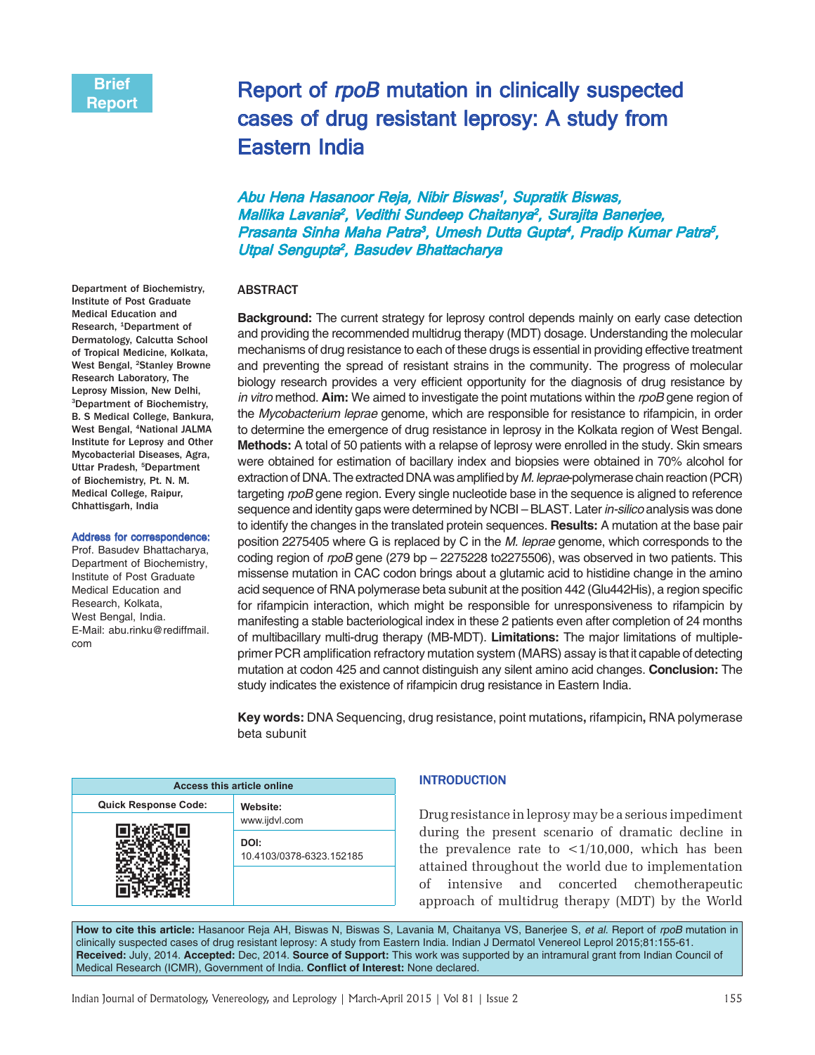Brief Report

# Report of *rpoB* mutation in clinically suspected cases of drug resistant leprosy: A study from Eastern India

*Abu Hena Hasanoor Reja, Nibir Biswas[1], Supratik Biswas, Mallika Lavania[2], Vedithi Sundeep Chaitanya[2], Surajita Banerjee, Prasanta Sinha Maha Patra[3], Umesh Dutta Gupta[4], Pradip Kumar Patra[5], Utpal Sengupta[2], Basudev Bhattacharya*

Department of Biochemistry, Institute of Post Graduate Medical Education and Research, [1]Department of Dermatology, Calcutta School of Tropical Medicine, Kolkata, West Bengal, [2]Stanley Browne Research Laboratory, The Leprosy Mission, New Delhi, [3]Department of Biochemistry, B. S Medical College, Bankura, West Bengal, [4]National JALMA Institute for Leprosy and Other Mycobacterial Diseases, Agra, Uttar Pradesh, [5]Department of Biochemistry, Pt. N. M. Medical College, Raipur, Chhattisgarh, India

**Address for correspondence:**
Prof. Basudev Bhattacharya, Department of Biochemistry, Institute of Post Graduate Medical Education and Research, Kolkata, West Bengal, India.
E-Mail: abu.rinku@rediffmail.com

## ABSTRACT

**Background:** The current strategy for leprosy control depends mainly on early case detection and providing the recommended multidrug therapy (MDT) dosage. Understanding the molecular mechanisms of drug resistance to each of these drugs is essential in providing effective treatment and preventing the spread of resistant strains in the community. The progress of molecular biology research provides a very efficient opportunity for the diagnosis of drug resistance by *in vitro* method. **Aim:** We aimed to investigate the point mutations within the *rpoB* gene region of the *Mycobacterium leprae* genome, which are responsible for resistance to rifampicin, in order to determine the emergence of drug resistance in leprosy in the Kolkata region of West Bengal. **Methods:** A total of 50 patients with a relapse of leprosy were enrolled in the study. Skin smears were obtained for estimation of bacillary index and biopsies were obtained in 70% alcohol for extraction of DNA. The extracted DNA was amplified by *M. leprae*-polymerase chain reaction (PCR) targeting *rpoB* gene region. Every single nucleotide base in the sequence is aligned to reference sequence and identity gaps were determined by NCBI – BLAST. Later *in-silico* analysis was done to identify the changes in the translated protein sequences. **Results:** A mutation at the base pair position 2275405 where G is replaced by C in the *M. leprae* genome, which corresponds to the coding region of *rpoB* gene (279 bp – 2275228 to2275506), was observed in two patients. This missense mutation in CAC codon brings about a glutamic acid to histidine change in the amino acid sequence of RNA polymerase beta subunit at the position 442 (Glu442His), a region specific for rifampicin interaction, which might be responsible for unresponsiveness to rifampicin by manifesting a stable bacteriological index in these 2 patients even after completion of 24 months of multibacillary multi-drug therapy (MB-MDT). **Limitations:** The major limitations of multiple-primer PCR amplification refractory mutation system (MARS) assay is that it capable of detecting mutation at codon 425 and cannot distinguish any silent amino acid changes. **Conclusion:** The study indicates the existence of rifampicin drug resistance in Eastern India.

**Key words:** DNA Sequencing, drug resistance, point mutations, rifampicin, RNA polymerase beta subunit

| Access this article online | |
|---|---|
| Quick Response Code: | Website: www.ijdvl.com |
| | DOI: 10.4103/0378-6323.152185 |

## INTRODUCTION

Drug resistance in leprosy may be a serious impediment during the present scenario of dramatic decline in the prevalence rate to <1/10,000, which has been attained throughout the world due to implementation of intensive and concerted chemotherapeutic approach of multidrug therapy (MDT) by the World

**How to cite this article:** Hasanoor Reja AH, Biswas N, Biswas S, Lavania M, Chaitanya VS, Banerjee S, *et al.* Report of *rpoB* mutation in clinically suspected cases of drug resistant leprosy: A study from Eastern India. Indian J Dermatol Venereol Leprol 2015;81:155-61.
**Received:** July, 2014. **Accepted:** Dec, 2014. **Source of Support:** This work was supported by an intramural grant from Indian Council of Medical Research (ICMR), Government of India. **Conflict of Interest:** None declared.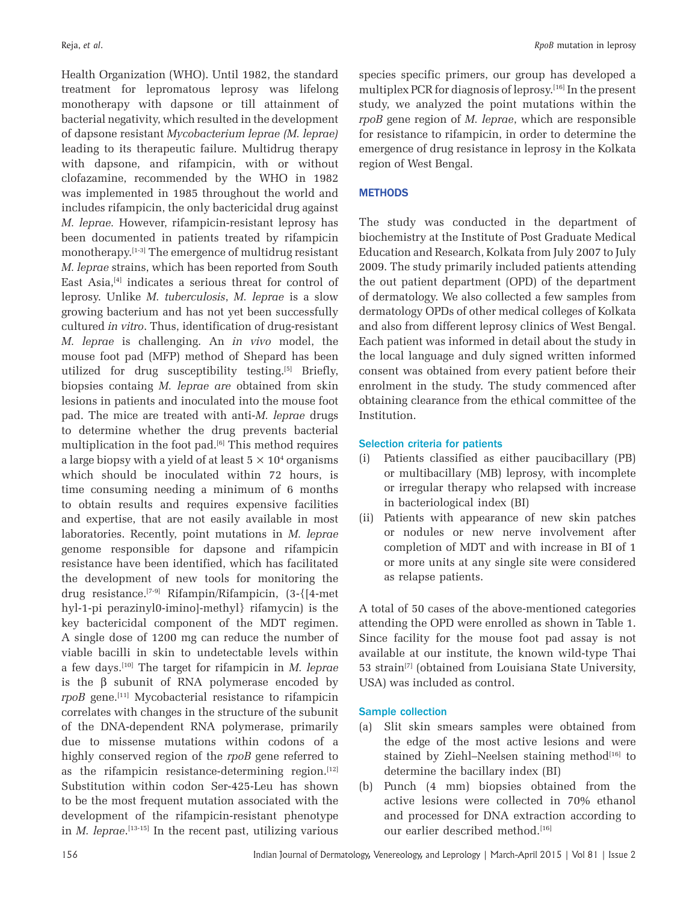Health Organization (WHO). Until 1982, the standard treatment for lepromatous leprosy was lifelong monotherapy with dapsone or till attainment of bacterial negativity, which resulted in the development of dapsone resistant *Mycobacterium leprae (M. leprae)* leading to its therapeutic failure. Multidrug therapy with dapsone, and rifampicin, with or without clofazamine, recommended by the WHO in 1982 was implemented in 1985 throughout the world and includes rifampicin, the only bactericidal drug against *M. leprae.* However, rifampicin-resistant leprosy has been documented in patients treated by rifampicin monotherapy.[1-3] The emergence of multidrug resistant *M. leprae* strains, which has been reported from South East Asia,[4] indicates a serious threat for control of leprosy. Unlike *M. tuberculosis*, *M. leprae* is a slow growing bacterium and has not yet been successfully cultured *in vitro*. Thus, identification of drug-resistant *M. leprae* is challenging. An *in vivo* model, the mouse foot pad (MFP) method of Shepard has been utilized for drug susceptibility testing.[5] Briefly, biopsies containg *M. leprae are* obtained from skin lesions in patients and inoculated into the mouse foot pad. The mice are treated with anti-*M. leprae* drugs to determine whether the drug prevents bacterial multiplication in the foot pad.[6] This method requires a large biopsy with a yield of at least $5 \times 10^4$ organisms which should be inoculated within 72 hours, is time consuming needing a minimum of 6 months to obtain results and requires expensive facilities and expertise, that are not easily available in most laboratories. Recently, point mutations in *M. leprae* genome responsible for dapsone and rifampicin resistance have been identified, which has facilitated the development of new tools for monitoring the drug resistance.[7-9] Rifampin/Rifampicin, (3-{[4-met hyl-1-pi perazinyl0-imino]-methyl} rifamycin) is the key bactericidal component of the MDT regimen. A single dose of 1200 mg can reduce the number of viable bacilli in skin to undetectable levels within a few days.[10] The target for rifampicin in *M. leprae* is the β subunit of RNA polymerase encoded by *rpoB* gene.[11] Mycobacterial resistance to rifampicin correlates with changes in the structure of the subunit of the DNA-dependent RNA polymerase, primarily due to missense mutations within codons of a highly conserved region of the *rpoB* gene referred to as the rifampicin resistance-determining region.[12] Substitution within codon Ser-425-Leu has shown to be the most frequent mutation associated with the development of the rifampicin-resistant phenotype in *M. leprae*.[13-15] In the recent past, utilizing various species specific primers, our group has developed a multiplex PCR for diagnosis of leprosy.[16] In the present study, we analyzed the point mutations within the *rpoB* gene region of *M. leprae*, which are responsible for resistance to rifampicin, in order to determine the emergence of drug resistance in leprosy in the Kolkata region of West Bengal.

## METHODS

The study was conducted in the department of biochemistry at the Institute of Post Graduate Medical Education and Research, Kolkata from July 2007 to July 2009. The study primarily included patients attending the out patient department (OPD) of the department of dermatology. We also collected a few samples from dermatology OPDs of other medical colleges of Kolkata and also from different leprosy clinics of West Bengal. Each patient was informed in detail about the study in the local language and duly signed written informed consent was obtained from every patient before their enrolment in the study. The study commenced after obtaining clearance from the ethical committee of the Institution.

### Selection criteria for patients

(i) Patients classified as either paucibacillary (PB) or multibacillary (MB) leprosy, with incomplete or irregular therapy who relapsed with increase in bacteriological index (BI)
(ii) Patients with appearance of new skin patches or nodules or new nerve involvement after completion of MDT and with increase in BI of 1 or more units at any single site were considered as relapse patients.

A total of 50 cases of the above-mentioned categories attending the OPD were enrolled as shown in Table 1. Since facility for the mouse foot pad assay is not available at our institute, the known wild-type Thai 53 strain[7] (obtained from Louisiana State University, USA) was included as control.

### Sample collection

(a) Slit skin smears samples were obtained from the edge of the most active lesions and were stained by Ziehl–Neelsen staining method[16] to determine the bacillary index (BI)
(b) Punch (4 mm) biopsies obtained from the active lesions were collected in 70% ethanol and processed for DNA extraction according to our earlier described method.[16]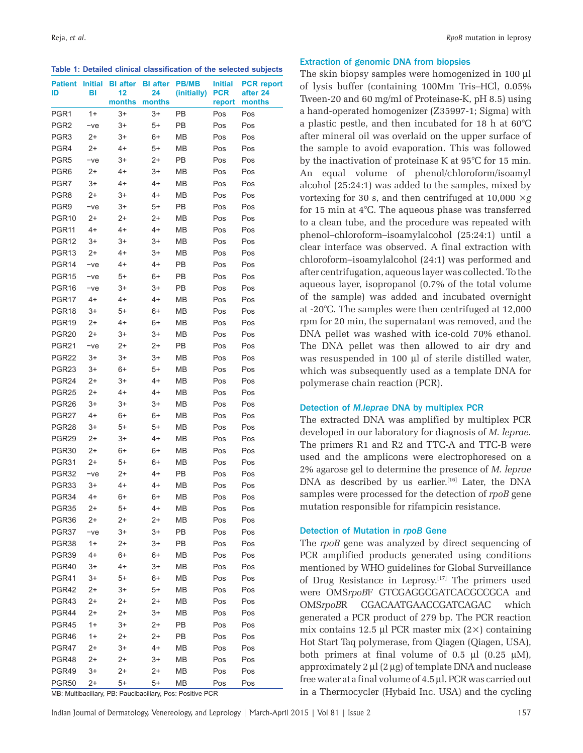**Table 1: Detailed clinical classification of the selected subjects**

| Patient ID | Initial BI | BI after 12 months | BI after 24 months | PB/MB (initially) | Initial PCR report | PCR report after 24 months |
|---|---|---|---|---|---|---|
| PGR1 | 1+ | 3+ | 3+ | PB | Pos | Pos |
| PGR2 | −ve | 3+ | 5+ | PB | Pos | Pos |
| PGR3 | 2+ | 3+ | 6+ | MB | Pos | Pos |
| PGR4 | 2+ | 4+ | 5+ | MB | Pos | Pos |
| PGR5 | −ve | 3+ | 2+ | PB | Pos | Pos |
| PGR6 | 2+ | 4+ | 3+ | MB | Pos | Pos |
| PGR7 | 3+ | 4+ | 4+ | MB | Pos | Pos |
| PGR8 | 2+ | 3+ | 4+ | MB | Pos | Pos |
| PGR9 | −ve | 3+ | 5+ | PB | Pos | Pos |
| PGR10 | 2+ | 2+ | 2+ | MB | Pos | Pos |
| PGR11 | 4+ | 4+ | 4+ | MB | Pos | Pos |
| PGR12 | 3+ | 3+ | 3+ | MB | Pos | Pos |
| PGR13 | 2+ | 4+ | 3+ | MB | Pos | Pos |
| PGR14 | −ve | 4+ | 4+ | PB | Pos | Pos |
| PGR15 | −ve | 5+ | 6+ | PB | Pos | Pos |
| PGR16 | −ve | 3+ | 3+ | PB | Pos | Pos |
| PGR17 | 4+ | 4+ | 4+ | MB | Pos | Pos |
| PGR18 | 3+ | 5+ | 6+ | MB | Pos | Pos |
| PGR19 | 2+ | 4+ | 6+ | MB | Pos | Pos |
| PGR20 | 2+ | 3+ | 3+ | MB | Pos | Pos |
| PGR21 | −ve | 2+ | 2+ | PB | Pos | Pos |
| PGR22 | 3+ | 3+ | 3+ | MB | Pos | Pos |
| PGR23 | 3+ | 6+ | 5+ | MB | Pos | Pos |
| PGR24 | 2+ | 3+ | 4+ | MB | Pos | Pos |
| PGR25 | 2+ | 4+ | 4+ | MB | Pos | Pos |
| PGR26 | 3+ | 3+ | 3+ | MB | Pos | Pos |
| PGR27 | 4+ | 6+ | 6+ | MB | Pos | Pos |
| PGR28 | 3+ | 5+ | 5+ | MB | Pos | Pos |
| PGR29 | 2+ | 3+ | 4+ | MB | Pos | Pos |
| PGR30 | 2+ | 6+ | 6+ | MB | Pos | Pos |
| PGR31 | 2+ | 5+ | 6+ | MB | Pos | Pos |
| PGR32 | −ve | 2+ | 4+ | PB | Pos | Pos |
| PGR33 | 3+ | 4+ | 4+ | MB | Pos | Pos |
| PGR34 | 4+ | 6+ | 6+ | MB | Pos | Pos |
| PGR35 | 2+ | 5+ | 4+ | MB | Pos | Pos |
| PGR36 | 2+ | 2+ | 2+ | MB | Pos | Pos |
| PGR37 | −ve | 3+ | 3+ | PB | Pos | Pos |
| PGR38 | 1+ | 2+ | 3+ | PB | Pos | Pos |
| PGR39 | 4+ | 6+ | 6+ | MB | Pos | Pos |
| PGR40 | 3+ | 4+ | 3+ | MB | Pos | Pos |
| PGR41 | 3+ | 5+ | 6+ | MB | Pos | Pos |
| PGR42 | 2+ | 3+ | 5+ | MB | Pos | Pos |
| PGR43 | 2+ | 2+ | 2+ | MB | Pos | Pos |
| PGR44 | 2+ | 2+ | 3+ | MB | Pos | Pos |
| PGR45 | 1+ | 3+ | 2+ | PB | Pos | Pos |
| PGR46 | 1+ | 2+ | 2+ | PB | Pos | Pos |
| PGR47 | 2+ | 3+ | 4+ | MB | Pos | Pos |
| PGR48 | 2+ | 2+ | 3+ | MB | Pos | Pos |
| PGR49 | 3+ | 2+ | 2+ | MB | Pos | Pos |
| PGR50 | 2+ | 5+ | 5+ | MB | Pos | Pos |

MB: Multibacillary, PB: Paucibacillary, Pos: Positive PCR

### Extraction of genomic DNA from biopsies

The skin biopsy samples were homogenized in 100 µl of lysis buffer (containing 100Mm Tris–HCl, 0.05% Tween-20 and 60 mg/ml of Proteinase-K, pH 8.5) using a hand-operated homogenizer (Z35997-1; Sigma) with a plastic pestle, and then incubated for 18 h at 60°C after mineral oil was overlaid on the upper surface of the sample to avoid evaporation. This was followed by the inactivation of proteinase K at 95°C for 15 min. An equal volume of phenol/chloroform/isoamyl alcohol (25:24:1) was added to the samples, mixed by vortexing for 30 s, and then centrifuged at 10,000 ×*g* for 15 min at 4°C. The aqueous phase was transferred to a clean tube, and the procedure was repeated with phenol–chloroform–isoamylalcohol (25:24:1) until a clear interface was observed. A final extraction with chloroform–isoamylalcohol (24:1) was performed and after centrifugation, aqueous layer was collected. To the aqueous layer, isopropanol (0.7% of the total volume of the sample) was added and incubated overnight at -20°C. The samples were then centrifuged at 12,000 rpm for 20 min, the supernatant was removed, and the DNA pellet was washed with ice-cold 70% ethanol. The DNA pellet was then allowed to air dry and was resuspended in 100 µl of sterile distilled water, which was subsequently used as a template DNA for polymerase chain reaction (PCR).

### Detection of *M.leprae* DNA by multiplex PCR

The extracted DNA was amplified by multiplex PCR developed in our laboratory for diagnosis of *M. leprae.* The primers R1 and R2 and TTC-A and TTC-B were used and the amplicons were electrophoresed on a 2% agarose gel to determine the presence of *M. leprae* DNA as described by us earlier.[16] Later, the DNA samples were processed for the detection of *rpoB* gene mutation responsible for rifampicin resistance.

### Detection of Mutation in *rpoB* Gene

The *rpoB* gene was analyzed by direct sequencing of PCR amplified products generated using conditions mentioned by WHO guidelines for Global Surveillance of Drug Resistance in Leprosy.[17] The primers used were OMS*rpoB*F GTCGAGGCGATCACGCCGCA and OMS*rpoB*R CGACAATGAACCGATCAGAC which generated a PCR product of 279 bp. The PCR reaction mix contains 12.5 µl PCR master mix (2×) containing Hot Start Taq polymerase, from Qiagen (Qiagen, USA), both primers at final volume of 0.5 µl (0.25 µM), approximately 2 µl (2 µg) of template DNA and nuclease free water at a final volume of 4.5 µl. PCR was carried out in a Thermocycler (Hybaid Inc. USA) and the cycling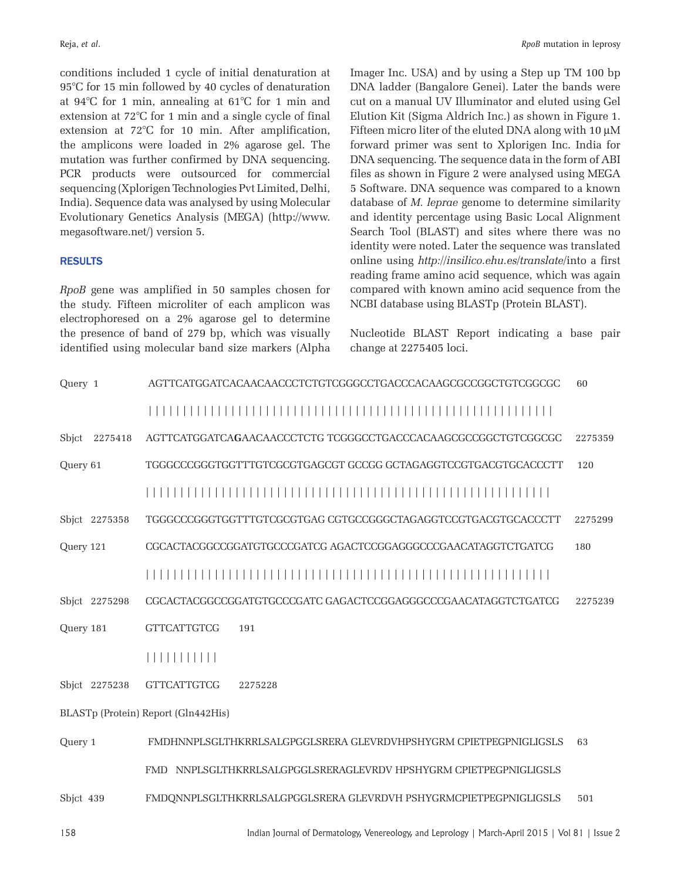conditions included 1 cycle of initial denaturation at 95°C for 15 min followed by 40 cycles of denaturation at 94°C for 1 min, annealing at 61°C for 1 min and extension at 72°C for 1 min and a single cycle of final extension at 72°C for 10 min. After amplification, the amplicons were loaded in 2% agarose gel. The mutation was further confirmed by DNA sequencing. PCR products were outsourced for commercial sequencing (Xplorigen Technologies Pvt Limited, Delhi, India). Sequence data was analysed by using Molecular Evolutionary Genetics Analysis (MEGA) (http://www.megasoftware.net/) version 5.

## RESULTS

*RpoB* gene was amplified in 50 samples chosen for the study. Fifteen microliter of each amplicon was electrophoresed on a 2% agarose gel to determine the presence of band of 279 bp, which was visually identified using molecular band size markers (Alpha Imager Inc. USA) and by using a Step up TM 100 bp DNA ladder (Bangalore Genei). Later the bands were cut on a manual UV Illuminator and eluted using Gel Elution Kit (Sigma Aldrich Inc.) as shown in Figure 1. Fifteen micro liter of the eluted DNA along with 10 μM forward primer was sent to Xplorigen Inc. India for DNA sequencing. The sequence data in the form of ABI files as shown in Figure 2 were analysed using MEGA 5 Software. DNA sequence was compared to a known database of *M. leprae* genome to determine similarity and identity percentage using Basic Local Alignment Search Tool (BLAST) and sites where there was no identity were noted. Later the sequence was translated online using *http://insilico.ehu.es/translate/*into a first reading frame amino acid sequence, which was again compared with known amino acid sequence from the NCBI database using BLASTp (Protein BLAST).

Nucleotide BLAST Report indicating a base pair change at 2275405 loci.

```
Query 1         AGTTCATGGATCACAACAACCCTCTGTCGGGCCTGACCCACAAGCGCCGGCTGTCGGCGC   60
                ||||||||||||||||||||||||||||||||||||||||||||||||||||||||||||
Sbjct 2275418   AGTTCATGGATCAGAACAACCCTCTG TCGGGCCTGACCCACAAGCGCCGGCTGTCGGCGC   2275359

Query 61        TGGGCCCGGGTGGTTTGTCGCGTGAGCGT GCCGG GCTAGAGGTCCGTGACGTGCACCCTT   120
                ||||||||||||||||||||||||||||||||||||||||||||||||||||||||||||
Sbjct 2275358   TGGGCCCGGGTGGTTTGTCGCGTGAG CGTGCCGGGCTAGAGGTCCGTGACGTGCACCCTT   2275299

Query 121       CGCACTACGGCCGGATGTGCCCGATCG AGACTCCGGAGGGCCCGAACATAGGTCTGATCG   180
                ||||||||||||||||||||||||||||||||||||||||||||||||||||||||||||
Sbjct 2275298   CGCACTACGGCCGGATGTGCCCGATC GAGACTCCGGAGGGCCCGAACATAGGTCTGATCG   2275239

Query 181       GTTCATTGTCG   191
                |||||||||||
Sbjct 2275238   GTTCATTGTCG   2275228
```

BLASTp (Protein) Report (Gln442His)

```
Query 1    FMDHNNPLSGLTHKRRLSALGPGGLSRERA GLEVRDVHPSHYGRM CPIETPEGPNIGLIGSLS   63
           FMD  NNPLSGLTHKRRLSALGPGGLSRERAGLEVRDV HPSHYGRM CPIETPEGPNIGLIGSLS
Sbjct 439  FMDQNNPLSGLTHKRRLSALGPGGLSRERA GLEVRDVH PSHYGRMCPIETPEGPNIGLIGSLS   501
```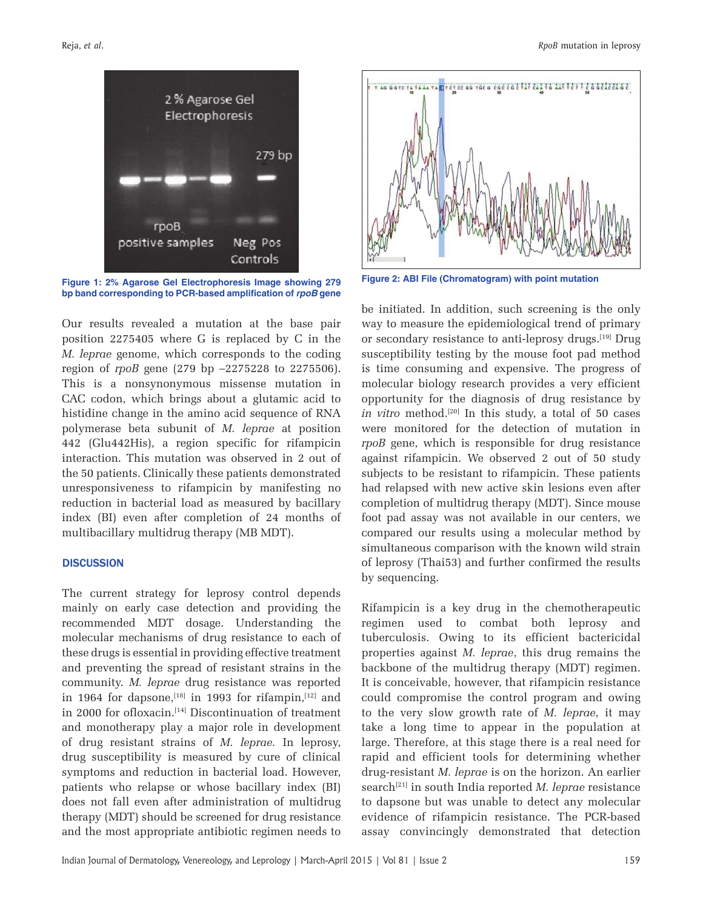Figure 1: 2% Agarose Gel Electrophoresis Image showing 279 bp band corresponding to PCR-based amplification of *rpoB* gene

Figure 2: ABI File (Chromatogram) with point mutation

Our results revealed a mutation at the base pair position 2275405 where G is replaced by C in the *M. leprae* genome, which corresponds to the coding region of *rpoB* gene (279 bp –2275228 to 2275506). This is a nonsynonymous missense mutation in CAC codon, which brings about a glutamic acid to histidine change in the amino acid sequence of RNA polymerase beta subunit of *M. leprae* at position 442 (Glu442His), a region specific for rifampicin interaction. This mutation was observed in 2 out of the 50 patients. Clinically these patients demonstrated unresponsiveness to rifampicin by manifesting no reduction in bacterial load as measured by bacillary index (BI) even after completion of 24 months of multibacillary multidrug therapy (MB MDT).

## DISCUSSION

The current strategy for leprosy control depends mainly on early case detection and providing the recommended MDT dosage. Understanding the molecular mechanisms of drug resistance to each of these drugs is essential in providing effective treatment and preventing the spread of resistant strains in the community. *M. leprae* drug resistance was reported in 1964 for dapsone,[18] in 1993 for rifampin,[12] and in 2000 for ofloxacin.[14] Discontinuation of treatment and monotherapy play a major role in development of drug resistant strains of *M. leprae*. In leprosy, drug susceptibility is measured by cure of clinical symptoms and reduction in bacterial load. However, patients who relapse or whose bacillary index (BI) does not fall even after administration of multidrug therapy (MDT) should be screened for drug resistance and the most appropriate antibiotic regimen needs to be initiated. In addition, such screening is the only way to measure the epidemiological trend of primary or secondary resistance to anti-leprosy drugs.[19] Drug susceptibility testing by the mouse foot pad method is time consuming and expensive. The progress of molecular biology research provides a very efficient opportunity for the diagnosis of drug resistance by *in vitro* method.[20] In this study, a total of 50 cases were monitored for the detection of mutation in *rpoB* gene, which is responsible for drug resistance against rifampicin. We observed 2 out of 50 study subjects to be resistant to rifampicin. These patients had relapsed with new active skin lesions even after completion of multidrug therapy (MDT). Since mouse foot pad assay was not available in our centers, we compared our results using a molecular method by simultaneous comparison with the known wild strain of leprosy (Thai53) and further confirmed the results by sequencing.

Rifampicin is a key drug in the chemotherapeutic regimen used to combat both leprosy and tuberculosis. Owing to its efficient bactericidal properties against *M. leprae*, this drug remains the backbone of the multidrug therapy (MDT) regimen. It is conceivable, however, that rifampicin resistance could compromise the control program and owing to the very slow growth rate of *M. leprae*, it may take a long time to appear in the population at large. Therefore, at this stage there is a real need for rapid and efficient tools for determining whether drug-resistant *M. leprae* is on the horizon. An earlier search[21] in south India reported *M. leprae* resistance to dapsone but was unable to detect any molecular evidence of rifampicin resistance. The PCR-based assay convincingly demonstrated that detection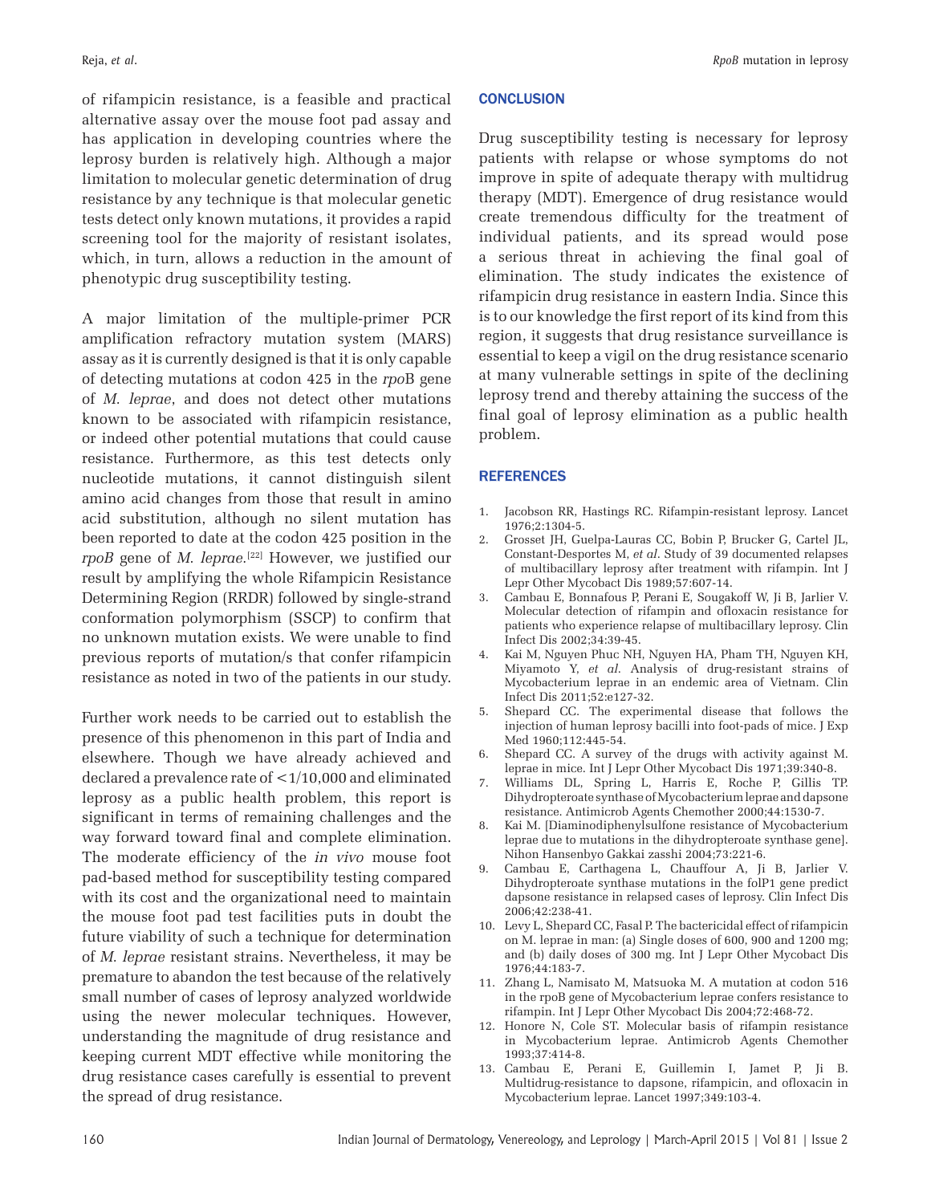of rifampicin resistance, is a feasible and practical alternative assay over the mouse foot pad assay and has application in developing countries where the leprosy burden is relatively high. Although a major limitation to molecular genetic determination of drug resistance by any technique is that molecular genetic tests detect only known mutations, it provides a rapid screening tool for the majority of resistant isolates, which, in turn, allows a reduction in the amount of phenotypic drug susceptibility testing.

A major limitation of the multiple-primer PCR amplification refractory mutation system (MARS) assay as it is currently designed is that it is only capable of detecting mutations at codon 425 in the *rpo*B gene of *M. leprae*, and does not detect other mutations known to be associated with rifampicin resistance, or indeed other potential mutations that could cause resistance. Furthermore, as this test detects only nucleotide mutations, it cannot distinguish silent amino acid changes from those that result in amino acid substitution, although no silent mutation has been reported to date at the codon 425 position in the *rpoB* gene of *M. leprae.*[22] However, we justified our result by amplifying the whole Rifampicin Resistance Determining Region (RRDR) followed by single-strand conformation polymorphism (SSCP) to confirm that no unknown mutation exists. We were unable to find previous reports of mutation/s that confer rifampicin resistance as noted in two of the patients in our study.

Further work needs to be carried out to establish the presence of this phenomenon in this part of India and elsewhere. Though we have already achieved and declared a prevalence rate of <1/10,000 and eliminated leprosy as a public health problem, this report is significant in terms of remaining challenges and the way forward toward final and complete elimination. The moderate efficiency of the *in vivo* mouse foot pad-based method for susceptibility testing compared with its cost and the organizational need to maintain the mouse foot pad test facilities puts in doubt the future viability of such a technique for determination of *M. leprae* resistant strains. Nevertheless, it may be premature to abandon the test because of the relatively small number of cases of leprosy analyzed worldwide using the newer molecular techniques. However, understanding the magnitude of drug resistance and keeping current MDT effective while monitoring the drug resistance cases carefully is essential to prevent the spread of drug resistance.

## CONCLUSION

Drug susceptibility testing is necessary for leprosy patients with relapse or whose symptoms do not improve in spite of adequate therapy with multidrug therapy (MDT). Emergence of drug resistance would create tremendous difficulty for the treatment of individual patients, and its spread would pose a serious threat in achieving the final goal of elimination. The study indicates the existence of rifampicin drug resistance in eastern India. Since this is to our knowledge the first report of its kind from this region, it suggests that drug resistance surveillance is essential to keep a vigil on the drug resistance scenario at many vulnerable settings in spite of the declining leprosy trend and thereby attaining the success of the final goal of leprosy elimination as a public health problem.

## REFERENCES

1. Jacobson RR, Hastings RC. Rifampin-resistant leprosy. Lancet 1976;2:1304-5.
2. Grosset JH, Guelpa-Lauras CC, Bobin P, Brucker G, Cartel JL, Constant-Desportes M, *et al*. Study of 39 documented relapses of multibacillary leprosy after treatment with rifampin. Int J Lepr Other Mycobact Dis 1989;57:607-14.
3. Cambau E, Bonnafous P, Perani E, Sougakoff W, Ji B, Jarlier V. Molecular detection of rifampin and ofloxacin resistance for patients who experience relapse of multibacillary leprosy. Clin Infect Dis 2002;34:39-45.
4. Kai M, Nguyen Phuc NH, Nguyen HA, Pham TH, Nguyen KH, Miyamoto Y, *et al.* Analysis of drug-resistant strains of Mycobacterium leprae in an endemic area of Vietnam. Clin Infect Dis 2011;52:e127-32.
5. Shepard CC. The experimental disease that follows the injection of human leprosy bacilli into foot-pads of mice. J Exp Med 1960;112:445-54.
6. Shepard CC. A survey of the drugs with activity against M. leprae in mice. Int J Lepr Other Mycobact Dis 1971;39:340-8.
7. Williams DL, Spring L, Harris E, Roche P, Gillis TP. Dihydropteroate synthase of Mycobacterium leprae and dapsone resistance. Antimicrob Agents Chemother 2000;44:1530-7.
8. Kai M. [Diaminodiphenylsulfone resistance of Mycobacterium leprae due to mutations in the dihydropteroate synthase gene]. Nihon Hansenbyo Gakkai zasshi 2004;73:221-6.
9. Cambau E, Carthagena L, Chauffour A, Ji B, Jarlier V. Dihydropteroate synthase mutations in the folP1 gene predict dapsone resistance in relapsed cases of leprosy. Clin Infect Dis 2006;42:238-41.
10. Levy L, Shepard CC, Fasal P. The bactericidal effect of rifampicin on M. leprae in man: (a) Single doses of 600, 900 and 1200 mg; and (b) daily doses of 300 mg. Int J Lepr Other Mycobact Dis 1976;44:183-7.
11. Zhang L, Namisato M, Matsuoka M. A mutation at codon 516 in the rpoB gene of Mycobacterium leprae confers resistance to rifampin. Int J Lepr Other Mycobact Dis 2004;72:468-72.
12. Honore N, Cole ST. Molecular basis of rifampin resistance in Mycobacterium leprae. Antimicrob Agents Chemother 1993;37:414-8.
13. Cambau E, Perani E, Guillemin I, Jamet P, Ji B. Multidrug-resistance to dapsone, rifampicin, and ofloxacin in Mycobacterium leprae. Lancet 1997;349:103-4.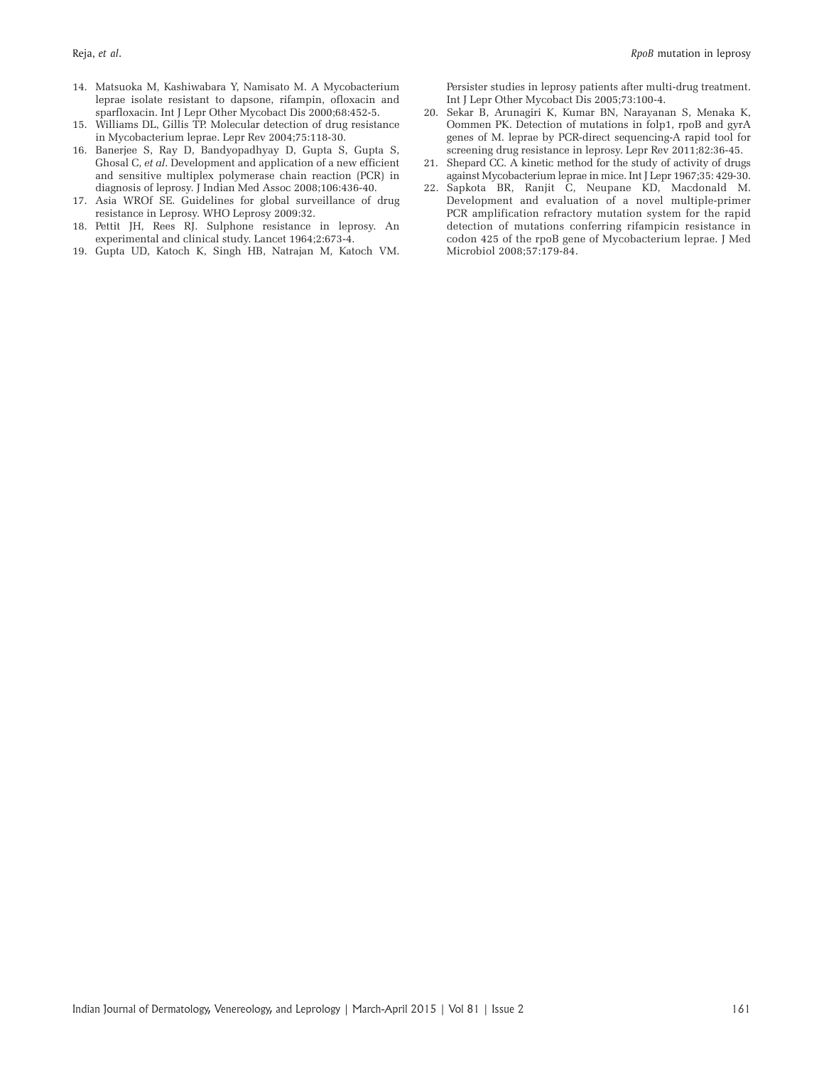14. Matsuoka M, Kashiwabara Y, Namisato M. A Mycobacterium leprae isolate resistant to dapsone, rifampin, ofloxacin and sparfloxacin. Int J Lepr Other Mycobact Dis 2000;68:452-5.
15. Williams DL, Gillis TP. Molecular detection of drug resistance in Mycobacterium leprae. Lepr Rev 2004;75:118-30.
16. Banerjee S, Ray D, Bandyopadhyay D, Gupta S, Gupta S, Ghosal C, *et al*. Development and application of a new efficient and sensitive multiplex polymerase chain reaction (PCR) in diagnosis of leprosy. J Indian Med Assoc 2008;106:436-40.
17. Asia WROf SE. Guidelines for global surveillance of drug resistance in Leprosy. WHO Leprosy 2009:32.
18. Pettit JH, Rees RJ. Sulphone resistance in leprosy. An experimental and clinical study. Lancet 1964;2:673-4.
19. Gupta UD, Katoch K, Singh HB, Natrajan M, Katoch VM. Persister studies in leprosy patients after multi-drug treatment. Int J Lepr Other Mycobact Dis 2005;73:100-4.
20. Sekar B, Arunagiri K, Kumar BN, Narayanan S, Menaka K, Oommen PK. Detection of mutations in folp1, rpoB and gyrA genes of M. leprae by PCR-direct sequencing-A rapid tool for screening drug resistance in leprosy. Lepr Rev 2011;82:36-45.
21. Shepard CC. A kinetic method for the study of activity of drugs against Mycobacterium leprae in mice. Int J Lepr 1967;35: 429-30.
22. Sapkota BR, Ranjit C, Neupane KD, Macdonald M. Development and evaluation of a novel multiple-primer PCR amplification refractory mutation system for the rapid detection of mutations conferring rifampicin resistance in codon 425 of the rpoB gene of Mycobacterium leprae. J Med Microbiol 2008;57:179-84.